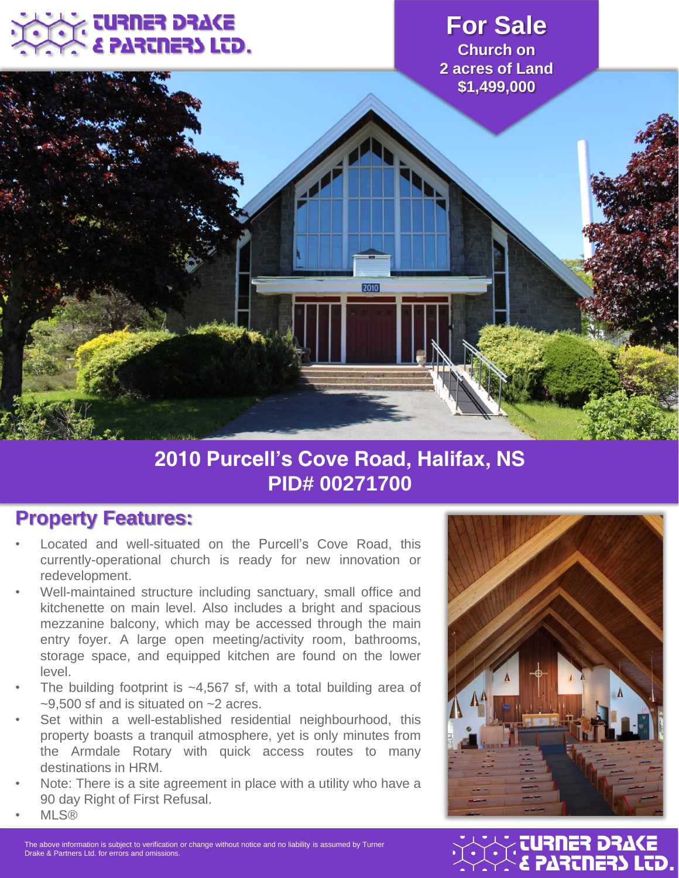Turner Drake & Partners Ltd.

# For Sale

**Church on 2 acres of Land**

**$1,499,000**

## 2010 Purcell's Cove Road, Halifax, NS

## PID# 00271700

## Property Features:

- Located and well-situated on the Purcell's Cove Road, this currently-operational church is ready for new innovation or redevelopment.
- Well-maintained structure including sanctuary, small office and kitchenette on main level. Also includes a bright and spacious mezzanine balcony, which may be accessed through the main entry foyer. A large open meeting/activity room, bathrooms, storage space, and equipped kitchen are found on the lower level.
- The building footprint is ~4,567 sf, with a total building area of ~9,500 sf and is situated on ~2 acres.
- Set within a well-established residential neighbourhood, this property boasts a tranquil atmosphere, yet is only minutes from the Armdale Rotary with quick access routes to many destinations in HRM.
- Note: There is a site agreement in place with a utility who have a 90 day Right of First Refusal.
- MLS®

The above information is subject to verification or change without notice and no liability is assumed by Turner Drake & Partners Ltd. for errors and omissions.

Turner Drake & Partners Ltd.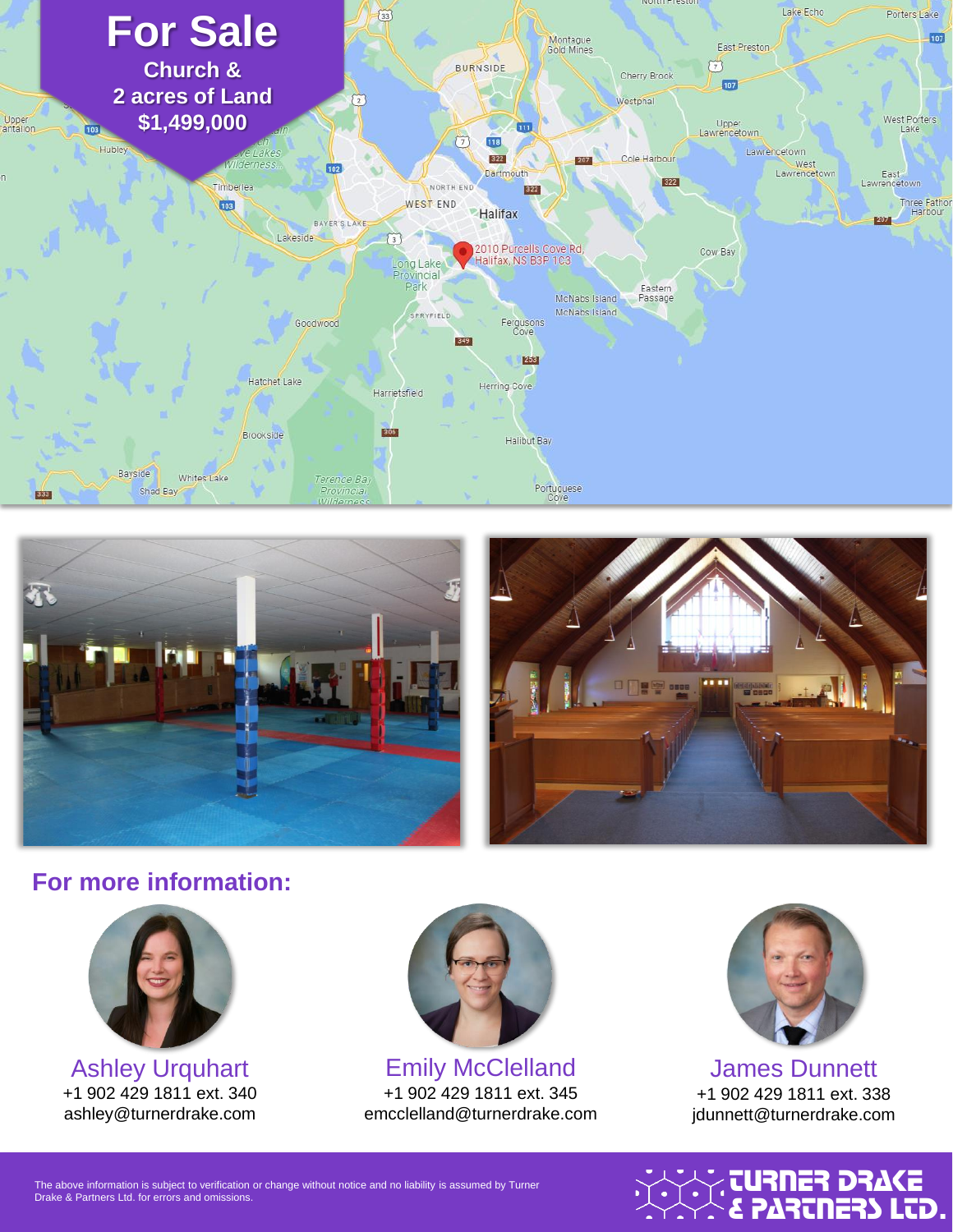# For Sale

**Church & 2 acres of Land**

**$1,499,000**

2010 Purcells Cove Rd, Halifax, NS B3P 1C3

## For more information:

**Ashley Urquhart**
+1 902 429 1811 ext. 340
ashley@turnerdrake.com

**Emily McClelland**
+1 902 429 1811 ext. 345
emcclelland@turnerdrake.com

**James Dunnett**
+1 902 429 1811 ext. 338
jdunnett@turnerdrake.com

The above information is subject to verification or change without notice and no liability is assumed by Turner Drake & Partners Ltd. for errors and omissions.

TURNER DRAKE & PARTNERS LTD.